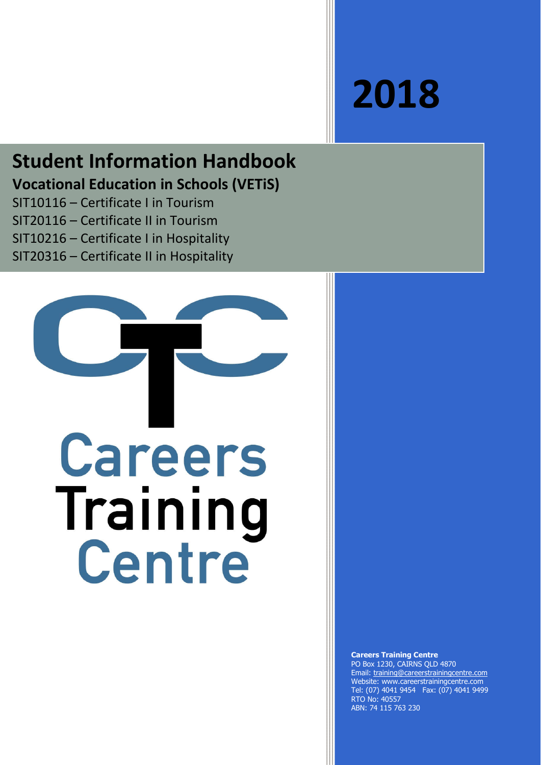2018

# Student Information Handbook

## Vocational Education in Schools (VETiS)

SIT10116 – Certificate I in Tourism
SIT20116 – Certificate II in Tourism
SIT10216 – Certificate I in Hospitality
SIT20316 – Certificate II in Hospitality

Careers Training Centre

**Careers Training Centre**
PO Box 1230, CAIRNS QLD 4870
Email: training@careerstrainingcentre.com
Website: www.careerstrainingcentre.com
Tel: (07) 4041 9454 Fax: (07) 4041 9499
RTO No: 40557
ABN: 74 115 763 230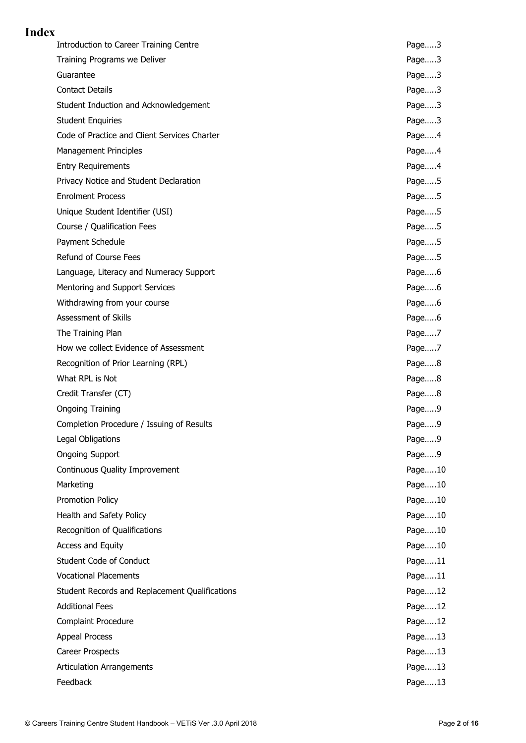# Index

| | |
|---|---|
| Introduction to Career Training Centre | Page…..3 |
| Training Programs we Deliver | Page…..3 |
| Guarantee | Page…..3 |
| Contact Details | Page…..3 |
| Student Induction and Acknowledgement | Page…..3 |
| Student Enquiries | Page…..3 |
| Code of Practice and Client Services Charter | Page…..4 |
| Management Principles | Page…..4 |
| Entry Requirements | Page…..4 |
| Privacy Notice and Student Declaration | Page…..5 |
| Enrolment Process | Page…..5 |
| Unique Student Identifier (USI) | Page…..5 |
| Course / Qualification Fees | Page…..5 |
| Payment Schedule | Page…..5 |
| Refund of Course Fees | Page…..5 |
| Language, Literacy and Numeracy Support | Page…..6 |
| Mentoring and Support Services | Page…..6 |
| Withdrawing from your course | Page…..6 |
| Assessment of Skills | Page…..6 |
| The Training Plan | Page…..7 |
| How we collect Evidence of Assessment | Page…..7 |
| Recognition of Prior Learning (RPL) | Page…..8 |
| What RPL is Not | Page…..8 |
| Credit Transfer (CT) | Page…..8 |
| Ongoing Training | Page…..9 |
| Completion Procedure / Issuing of Results | Page…..9 |
| Legal Obligations | Page…..9 |
| Ongoing Support | Page…..9 |
| Continuous Quality Improvement | Page…..10 |
| Marketing | Page…..10 |
| Promotion Policy | Page…..10 |
| Health and Safety Policy | Page…..10 |
| Recognition of Qualifications | Page…..10 |
| Access and Equity | Page…..10 |
| Student Code of Conduct | Page…..11 |
| Vocational Placements | Page…..11 |
| Student Records and Replacement Qualifications | Page…..12 |
| Additional Fees | Page…..12 |
| Complaint Procedure | Page…..12 |
| Appeal Process | Page…..13 |
| Career Prospects | Page…..13 |
| Articulation Arrangements | Page…..13 |
| Feedback | Page…..13 |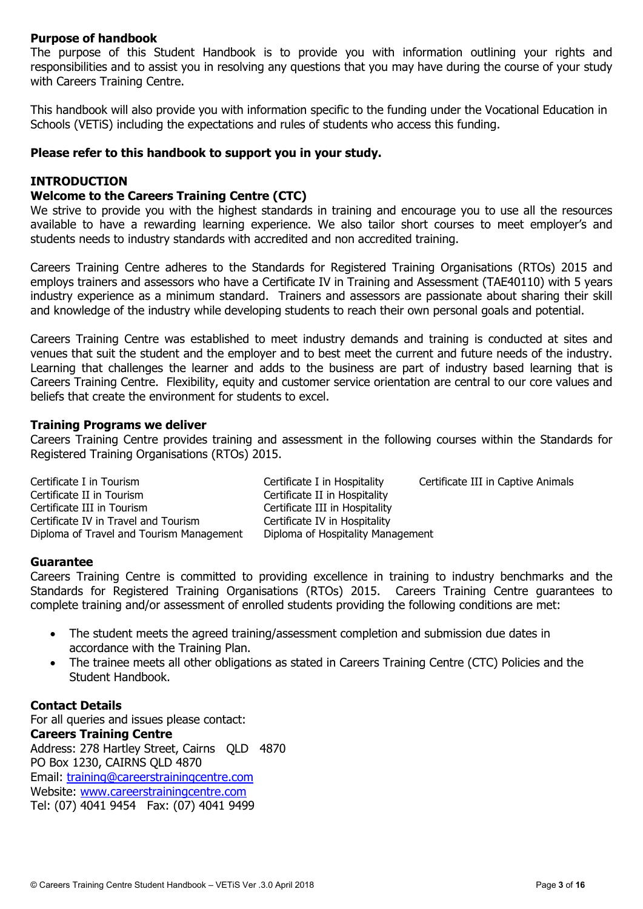## Purpose of handbook

The purpose of this Student Handbook is to provide you with information outlining your rights and responsibilities and to assist you in resolving any questions that you may have during the course of your study with Careers Training Centre.

This handbook will also provide you with information specific to the funding under the Vocational Education in Schools (VETiS) including the expectations and rules of students who access this funding.

**Please refer to this handbook to support you in your study.**

## INTRODUCTION

### Welcome to the Careers Training Centre (CTC)

We strive to provide you with the highest standards in training and encourage you to use all the resources available to have a rewarding learning experience. We also tailor short courses to meet employer's and students needs to industry standards with accredited and non accredited training.

Careers Training Centre adheres to the Standards for Registered Training Organisations (RTOs) 2015 and employs trainers and assessors who have a Certificate IV in Training and Assessment (TAE40110) with 5 years industry experience as a minimum standard. Trainers and assessors are passionate about sharing their skill and knowledge of the industry while developing students to reach their own personal goals and potential.

Careers Training Centre was established to meet industry demands and training is conducted at sites and venues that suit the student and the employer and to best meet the current and future needs of the industry. Learning that challenges the learner and adds to the business are part of industry based learning that is Careers Training Centre. Flexibility, equity and customer service orientation are central to our core values and beliefs that create the environment for students to excel.

### Training Programs we deliver

Careers Training Centre provides training and assessment in the following courses within the Standards for Registered Training Organisations (RTOs) 2015.

- Certificate I in Tourism
- Certificate II in Tourism
- Certificate III in Tourism
- Certificate IV in Travel and Tourism
- Diploma of Travel and Tourism Management
- Certificate I in Hospitality
- Certificate II in Hospitality
- Certificate III in Hospitality
- Certificate IV in Hospitality
- Diploma of Hospitality Management
- Certificate III in Captive Animals

### Guarantee

Careers Training Centre is committed to providing excellence in training to industry benchmarks and the Standards for Registered Training Organisations (RTOs) 2015. Careers Training Centre guarantees to complete training and/or assessment of enrolled students providing the following conditions are met:

- The student meets the agreed training/assessment completion and submission due dates in accordance with the Training Plan.
- The trainee meets all other obligations as stated in Careers Training Centre (CTC) Policies and the Student Handbook.

### Contact Details

For all queries and issues please contact:

**Careers Training Centre**
Address: 278 Hartley Street, Cairns QLD 4870
PO Box 1230, CAIRNS QLD 4870
Email: training@careerstrainingcentre.com
Website: www.careerstrainingcentre.com
Tel: (07) 4041 9454 Fax: (07) 4041 9499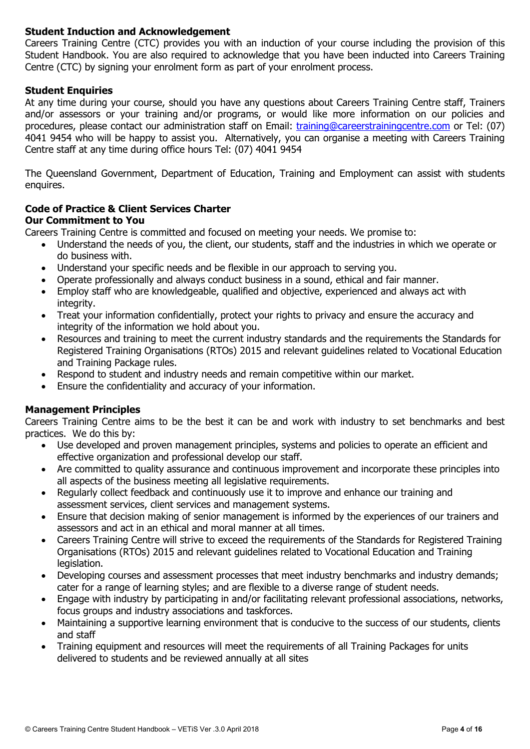**Student Induction and Acknowledgement**

Careers Training Centre (CTC) provides you with an induction of your course including the provision of this Student Handbook. You are also required to acknowledge that you have been inducted into Careers Training Centre (CTC) by signing your enrolment form as part of your enrolment process.

**Student Enquiries**

At any time during your course, should you have any questions about Careers Training Centre staff, Trainers and/or assessors or your training and/or programs, or would like more information on our policies and procedures, please contact our administration staff on Email: training@careerstrainingcentre.com or Tel: (07) 4041 9454 who will be happy to assist you. Alternatively, you can organise a meeting with Careers Training Centre staff at any time during office hours Tel: (07) 4041 9454

The Queensland Government, Department of Education, Training and Employment can assist with students enquires.

**Code of Practice & Client Services Charter**
**Our Commitment to You**

Careers Training Centre is committed and focused on meeting your needs. We promise to:

- Understand the needs of you, the client, our students, staff and the industries in which we operate or do business with.
- Understand your specific needs and be flexible in our approach to serving you.
- Operate professionally and always conduct business in a sound, ethical and fair manner.
- Employ staff who are knowledgeable, qualified and objective, experienced and always act with integrity.
- Treat your information confidentially, protect your rights to privacy and ensure the accuracy and integrity of the information we hold about you.
- Resources and training to meet the current industry standards and the requirements the Standards for Registered Training Organisations (RTOs) 2015 and relevant guidelines related to Vocational Education and Training Package rules.
- Respond to student and industry needs and remain competitive within our market.
- Ensure the confidentiality and accuracy of your information.

**Management Principles**

Careers Training Centre aims to be the best it can be and work with industry to set benchmarks and best practices. We do this by:

- Use developed and proven management principles, systems and policies to operate an efficient and effective organization and professional develop our staff.
- Are committed to quality assurance and continuous improvement and incorporate these principles into all aspects of the business meeting all legislative requirements.
- Regularly collect feedback and continuously use it to improve and enhance our training and assessment services, client services and management systems.
- Ensure that decision making of senior management is informed by the experiences of our trainers and assessors and act in an ethical and moral manner at all times.
- Careers Training Centre will strive to exceed the requirements of the Standards for Registered Training Organisations (RTOs) 2015 and relevant guidelines related to Vocational Education and Training legislation.
- Developing courses and assessment processes that meet industry benchmarks and industry demands; cater for a range of learning styles; and are flexible to a diverse range of student needs.
- Engage with industry by participating in and/or facilitating relevant professional associations, networks, focus groups and industry associations and taskforces.
- Maintaining a supportive learning environment that is conducive to the success of our students, clients and staff
- Training equipment and resources will meet the requirements of all Training Packages for units delivered to students and be reviewed annually at all sites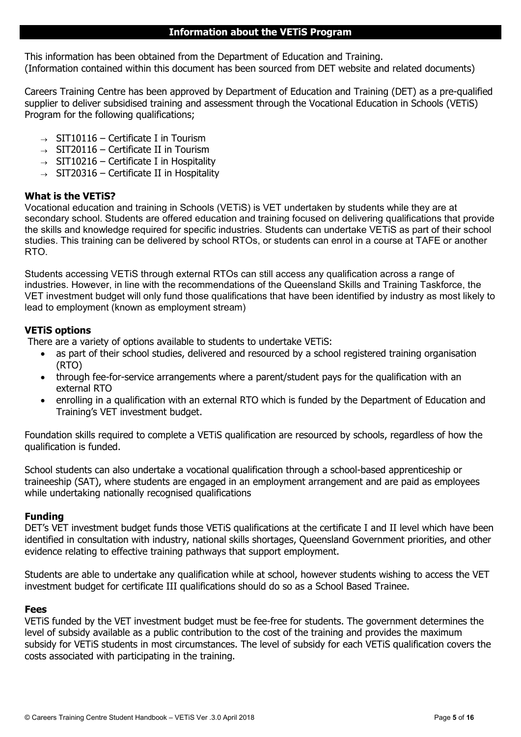## Information about the VETiS Program

This information has been obtained from the Department of Education and Training.
(Information contained within this document has been sourced from DET website and related documents)

Careers Training Centre has been approved by Department of Education and Training (DET) as a pre-qualified supplier to deliver subsidised training and assessment through the Vocational Education in Schools (VETiS) Program for the following qualifications;

- → SIT10116 – Certificate I in Tourism
- → SIT20116 – Certificate II in Tourism
- → SIT10216 – Certificate I in Hospitality
- → SIT20316 – Certificate II in Hospitality

### What is the VETiS?

Vocational education and training in Schools (VETiS) is VET undertaken by students while they are at secondary school. Students are offered education and training focused on delivering qualifications that provide the skills and knowledge required for specific industries. Students can undertake VETiS as part of their school studies. This training can be delivered by school RTOs, or students can enrol in a course at TAFE or another RTO.

Students accessing VETiS through external RTOs can still access any qualification across a range of industries. However, in line with the recommendations of the Queensland Skills and Training Taskforce, the VET investment budget will only fund those qualifications that have been identified by industry as most likely to lead to employment (known as employment stream)

### VETiS options

There are a variety of options available to students to undertake VETiS:

- as part of their school studies, delivered and resourced by a school registered training organisation (RTO)
- through fee-for-service arrangements where a parent/student pays for the qualification with an external RTO
- enrolling in a qualification with an external RTO which is funded by the Department of Education and Training's VET investment budget.

Foundation skills required to complete a VETiS qualification are resourced by schools, regardless of how the qualification is funded.

School students can also undertake a vocational qualification through a school-based apprenticeship or traineeship (SAT), where students are engaged in an employment arrangement and are paid as employees while undertaking nationally recognised qualifications

### Funding

DET's VET investment budget funds those VETiS qualifications at the certificate I and II level which have been identified in consultation with industry, national skills shortages, Queensland Government priorities, and other evidence relating to effective training pathways that support employment.

Students are able to undertake any qualification while at school, however students wishing to access the VET investment budget for certificate III qualifications should do so as a School Based Trainee.

### Fees

VETiS funded by the VET investment budget must be fee-free for students. The government determines the level of subsidy available as a public contribution to the cost of the training and provides the maximum subsidy for VETiS students in most circumstances. The level of subsidy for each VETiS qualification covers the costs associated with participating in the training.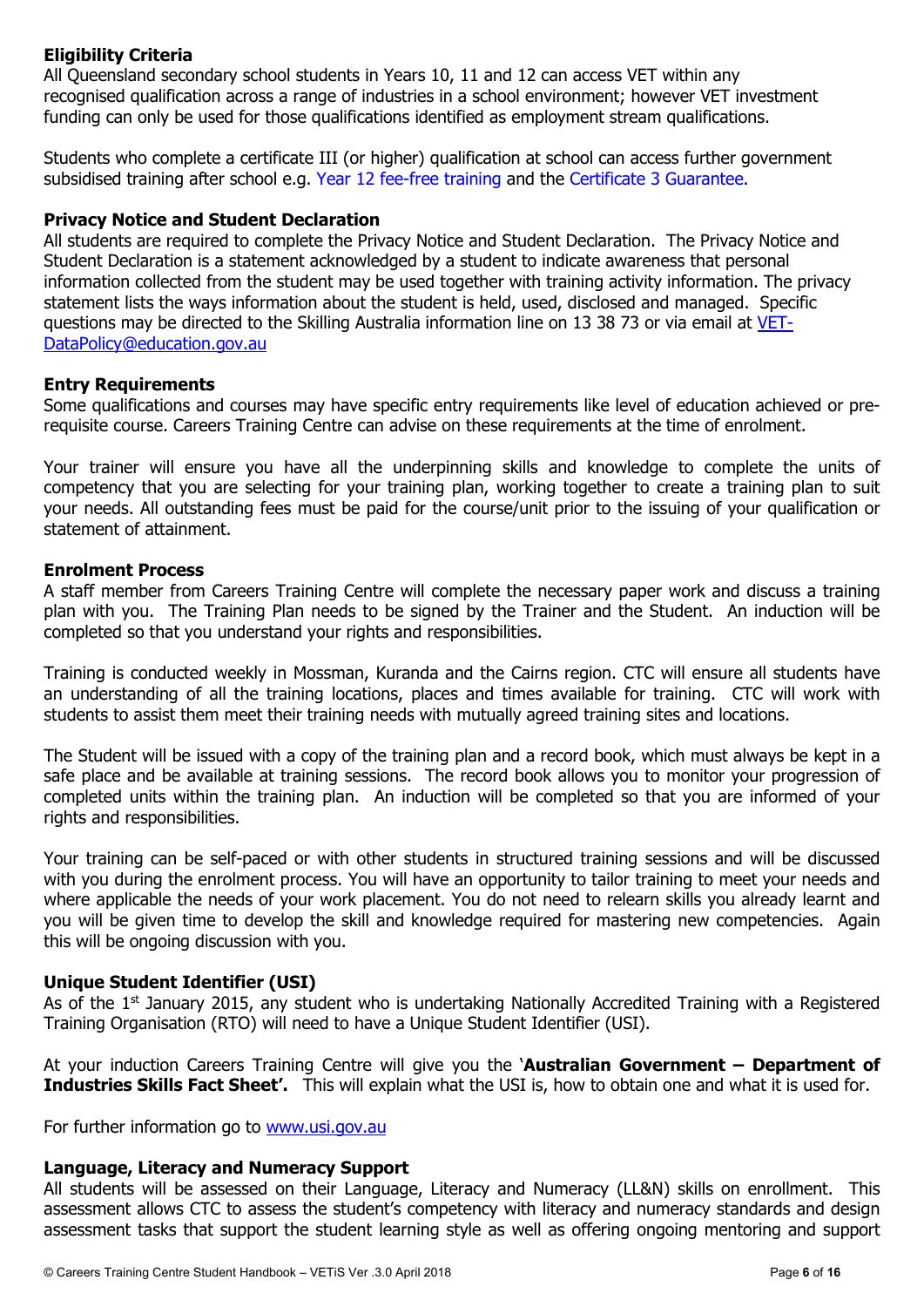### Eligibility Criteria

All Queensland secondary school students in Years 10, 11 and 12 can access VET within any recognised qualification across a range of industries in a school environment; however VET investment funding can only be used for those qualifications identified as employment stream qualifications.

Students who complete a certificate III (or higher) qualification at school can access further government subsidised training after school e.g. Year 12 fee-free training and the Certificate 3 Guarantee.

### Privacy Notice and Student Declaration

All students are required to complete the Privacy Notice and Student Declaration. The Privacy Notice and Student Declaration is a statement acknowledged by a student to indicate awareness that personal information collected from the student may be used together with training activity information. The privacy statement lists the ways information about the student is held, used, disclosed and managed. Specific questions may be directed to the Skilling Australia information line on 13 38 73 or via email at VET-DataPolicy@education.gov.au

### Entry Requirements

Some qualifications and courses may have specific entry requirements like level of education achieved or pre-requisite course. Careers Training Centre can advise on these requirements at the time of enrolment.

Your trainer will ensure you have all the underpinning skills and knowledge to complete the units of competency that you are selecting for your training plan, working together to create a training plan to suit your needs. All outstanding fees must be paid for the course/unit prior to the issuing of your qualification or statement of attainment.

### Enrolment Process

A staff member from Careers Training Centre will complete the necessary paper work and discuss a training plan with you. The Training Plan needs to be signed by the Trainer and the Student. An induction will be completed so that you understand your rights and responsibilities.

Training is conducted weekly in Mossman, Kuranda and the Cairns region. CTC will ensure all students have an understanding of all the training locations, places and times available for training. CTC will work with students to assist them meet their training needs with mutually agreed training sites and locations.

The Student will be issued with a copy of the training plan and a record book, which must always be kept in a safe place and be available at training sessions. The record book allows you to monitor your progression of completed units within the training plan. An induction will be completed so that you are informed of your rights and responsibilities.

Your training can be self-paced or with other students in structured training sessions and will be discussed with you during the enrolment process. You will have an opportunity to tailor training to meet your needs and where applicable the needs of your work placement. You do not need to relearn skills you already learnt and you will be given time to develop the skill and knowledge required for mastering new competencies. Again this will be ongoing discussion with you.

### Unique Student Identifier (USI)

As of the 1st January 2015, any student who is undertaking Nationally Accredited Training with a Registered Training Organisation (RTO) will need to have a Unique Student Identifier (USI).

At your induction Careers Training Centre will give you the '**Australian Government – Department of Industries Skills Fact Sheet'.** This will explain what the USI is, how to obtain one and what it is used for.

For further information go to www.usi.gov.au

### Language, Literacy and Numeracy Support

All students will be assessed on their Language, Literacy and Numeracy (LL&N) skills on enrollment. This assessment allows CTC to assess the student's competency with literacy and numeracy standards and design assessment tasks that support the student learning style as well as offering ongoing mentoring and support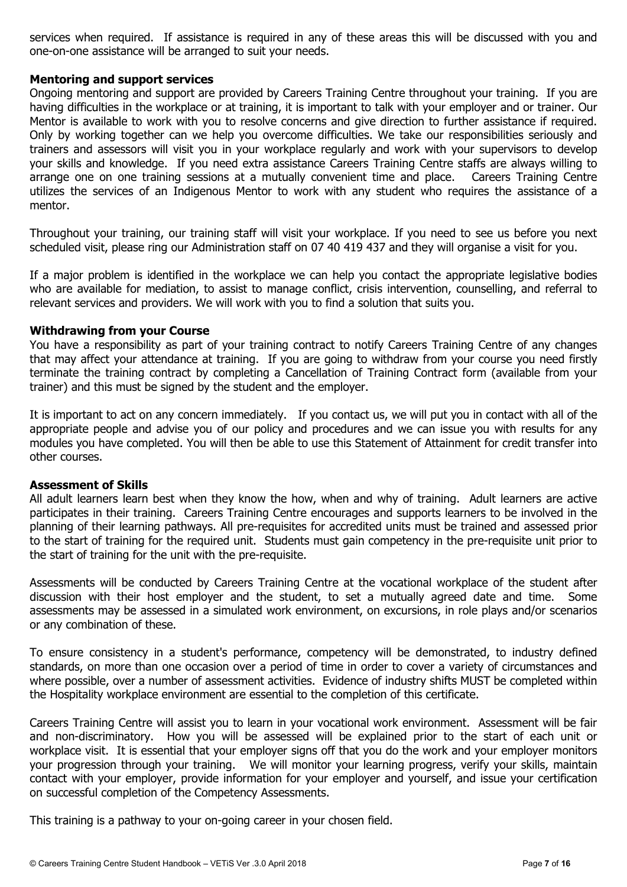services when required. If assistance is required in any of these areas this will be discussed with you and one-on-one assistance will be arranged to suit your needs.

**Mentoring and support services**

Ongoing mentoring and support are provided by Careers Training Centre throughout your training. If you are having difficulties in the workplace or at training, it is important to talk with your employer and or trainer. Our Mentor is available to work with you to resolve concerns and give direction to further assistance if required. Only by working together can we help you overcome difficulties. We take our responsibilities seriously and trainers and assessors will visit you in your workplace regularly and work with your supervisors to develop your skills and knowledge. If you need extra assistance Careers Training Centre staffs are always willing to arrange one on one training sessions at a mutually convenient time and place. Careers Training Centre utilizes the services of an Indigenous Mentor to work with any student who requires the assistance of a mentor.

Throughout your training, our training staff will visit your workplace. If you need to see us before you next scheduled visit, please ring our Administration staff on 07 40 419 437 and they will organise a visit for you.

If a major problem is identified in the workplace we can help you contact the appropriate legislative bodies who are available for mediation, to assist to manage conflict, crisis intervention, counselling, and referral to relevant services and providers. We will work with you to find a solution that suits you.

**Withdrawing from your Course**

You have a responsibility as part of your training contract to notify Careers Training Centre of any changes that may affect your attendance at training. If you are going to withdraw from your course you need firstly terminate the training contract by completing a Cancellation of Training Contract form (available from your trainer) and this must be signed by the student and the employer.

It is important to act on any concern immediately. If you contact us, we will put you in contact with all of the appropriate people and advise you of our policy and procedures and we can issue you with results for any modules you have completed. You will then be able to use this Statement of Attainment for credit transfer into other courses.

**Assessment of Skills**

All adult learners learn best when they know the how, when and why of training. Adult learners are active participates in their training. Careers Training Centre encourages and supports learners to be involved in the planning of their learning pathways. All pre-requisites for accredited units must be trained and assessed prior to the start of training for the required unit. Students must gain competency in the pre-requisite unit prior to the start of training for the unit with the pre-requisite.

Assessments will be conducted by Careers Training Centre at the vocational workplace of the student after discussion with their host employer and the student, to set a mutually agreed date and time. Some assessments may be assessed in a simulated work environment, on excursions, in role plays and/or scenarios or any combination of these.

To ensure consistency in a student's performance, competency will be demonstrated, to industry defined standards, on more than one occasion over a period of time in order to cover a variety of circumstances and where possible, over a number of assessment activities. Evidence of industry shifts MUST be completed within the Hospitality workplace environment are essential to the completion of this certificate.

Careers Training Centre will assist you to learn in your vocational work environment. Assessment will be fair and non-discriminatory. How you will be assessed will be explained prior to the start of each unit or workplace visit. It is essential that your employer signs off that you do the work and your employer monitors your progression through your training. We will monitor your learning progress, verify your skills, maintain contact with your employer, provide information for your employer and yourself, and issue your certification on successful completion of the Competency Assessments.

This training is a pathway to your on-going career in your chosen field.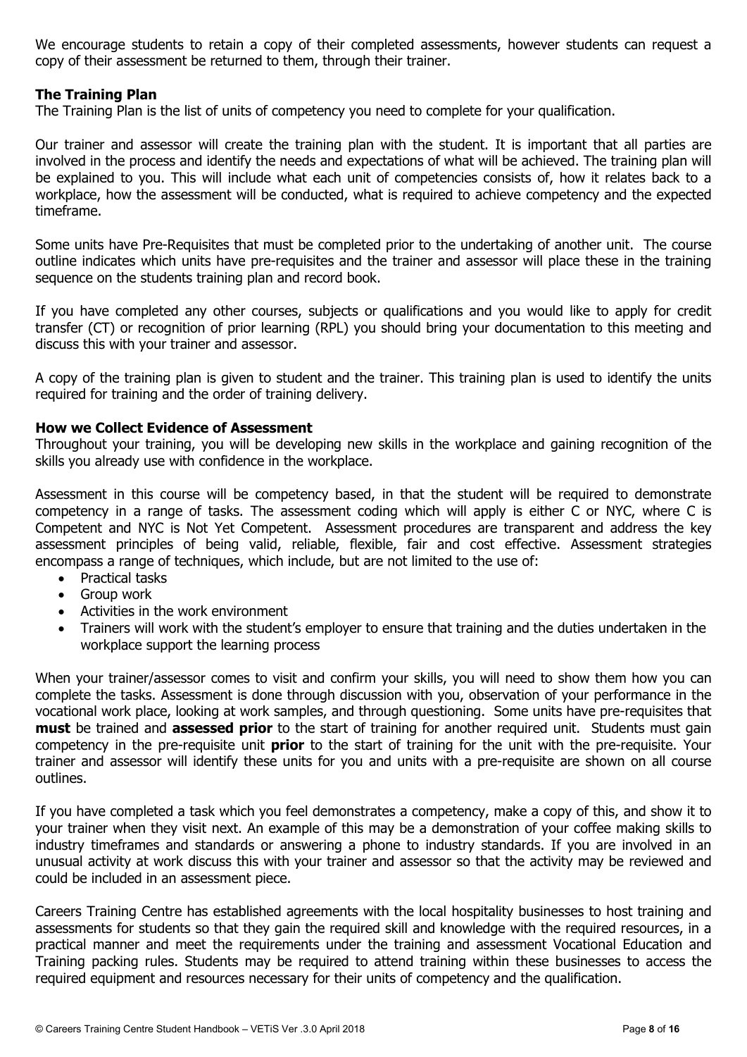We encourage students to retain a copy of their completed assessments, however students can request a copy of their assessment be returned to them, through their trainer.

**The Training Plan**

The Training Plan is the list of units of competency you need to complete for your qualification.

Our trainer and assessor will create the training plan with the student. It is important that all parties are involved in the process and identify the needs and expectations of what will be achieved. The training plan will be explained to you. This will include what each unit of competencies consists of, how it relates back to a workplace, how the assessment will be conducted, what is required to achieve competency and the expected timeframe.

Some units have Pre-Requisites that must be completed prior to the undertaking of another unit. The course outline indicates which units have pre-requisites and the trainer and assessor will place these in the training sequence on the students training plan and record book.

If you have completed any other courses, subjects or qualifications and you would like to apply for credit transfer (CT) or recognition of prior learning (RPL) you should bring your documentation to this meeting and discuss this with your trainer and assessor.

A copy of the training plan is given to student and the trainer. This training plan is used to identify the units required for training and the order of training delivery.

**How we Collect Evidence of Assessment**

Throughout your training, you will be developing new skills in the workplace and gaining recognition of the skills you already use with confidence in the workplace.

Assessment in this course will be competency based, in that the student will be required to demonstrate competency in a range of tasks. The assessment coding which will apply is either C or NYC, where C is Competent and NYC is Not Yet Competent. Assessment procedures are transparent and address the key assessment principles of being valid, reliable, flexible, fair and cost effective. Assessment strategies encompass a range of techniques, which include, but are not limited to the use of:

- Practical tasks
- Group work
- Activities in the work environment
- Trainers will work with the student's employer to ensure that training and the duties undertaken in the workplace support the learning process

When your trainer/assessor comes to visit and confirm your skills, you will need to show them how you can complete the tasks. Assessment is done through discussion with you, observation of your performance in the vocational work place, looking at work samples, and through questioning. Some units have pre-requisites that **must** be trained and **assessed prior** to the start of training for another required unit. Students must gain competency in the pre-requisite unit **prior** to the start of training for the unit with the pre-requisite. Your trainer and assessor will identify these units for you and units with a pre-requisite are shown on all course outlines.

If you have completed a task which you feel demonstrates a competency, make a copy of this, and show it to your trainer when they visit next. An example of this may be a demonstration of your coffee making skills to industry timeframes and standards or answering a phone to industry standards. If you are involved in an unusual activity at work discuss this with your trainer and assessor so that the activity may be reviewed and could be included in an assessment piece.

Careers Training Centre has established agreements with the local hospitality businesses to host training and assessments for students so that they gain the required skill and knowledge with the required resources, in a practical manner and meet the requirements under the training and assessment Vocational Education and Training packing rules. Students may be required to attend training within these businesses to access the required equipment and resources necessary for their units of competency and the qualification.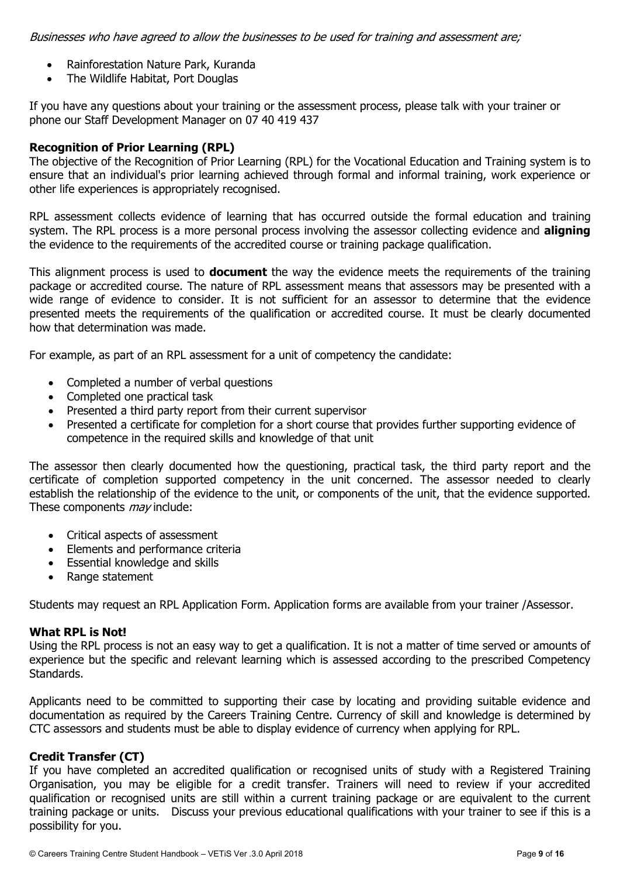*Businesses who have agreed to allow the businesses to be used for training and assessment are;*

- Rainforestation Nature Park, Kuranda
- The Wildlife Habitat, Port Douglas

If you have any questions about your training or the assessment process, please talk with your trainer or phone our Staff Development Manager on 07 40 419 437

### Recognition of Prior Learning (RPL)

The objective of the Recognition of Prior Learning (RPL) for the Vocational Education and Training system is to ensure that an individual's prior learning achieved through formal and informal training, work experience or other life experiences is appropriately recognised.

RPL assessment collects evidence of learning that has occurred outside the formal education and training system. The RPL process is a more personal process involving the assessor collecting evidence and **aligning** the evidence to the requirements of the accredited course or training package qualification.

This alignment process is used to **document** the way the evidence meets the requirements of the training package or accredited course. The nature of RPL assessment means that assessors may be presented with a wide range of evidence to consider. It is not sufficient for an assessor to determine that the evidence presented meets the requirements of the qualification or accredited course. It must be clearly documented how that determination was made.

For example, as part of an RPL assessment for a unit of competency the candidate:

- Completed a number of verbal questions
- Completed one practical task
- Presented a third party report from their current supervisor
- Presented a certificate for completion for a short course that provides further supporting evidence of competence in the required skills and knowledge of that unit

The assessor then clearly documented how the questioning, practical task, the third party report and the certificate of completion supported competency in the unit concerned. The assessor needed to clearly establish the relationship of the evidence to the unit, or components of the unit, that the evidence supported. These components *may* include:

- Critical aspects of assessment
- Elements and performance criteria
- Essential knowledge and skills
- Range statement

Students may request an RPL Application Form. Application forms are available from your trainer /Assessor.

### What RPL is Not!

Using the RPL process is not an easy way to get a qualification. It is not a matter of time served or amounts of experience but the specific and relevant learning which is assessed according to the prescribed Competency Standards.

Applicants need to be committed to supporting their case by locating and providing suitable evidence and documentation as required by the Careers Training Centre. Currency of skill and knowledge is determined by CTC assessors and students must be able to display evidence of currency when applying for RPL.

### Credit Transfer (CT)

If you have completed an accredited qualification or recognised units of study with a Registered Training Organisation, you may be eligible for a credit transfer. Trainers will need to review if your accredited qualification or recognised units are still within a current training package or are equivalent to the current training package or units. Discuss your previous educational qualifications with your trainer to see if this is a possibility for you.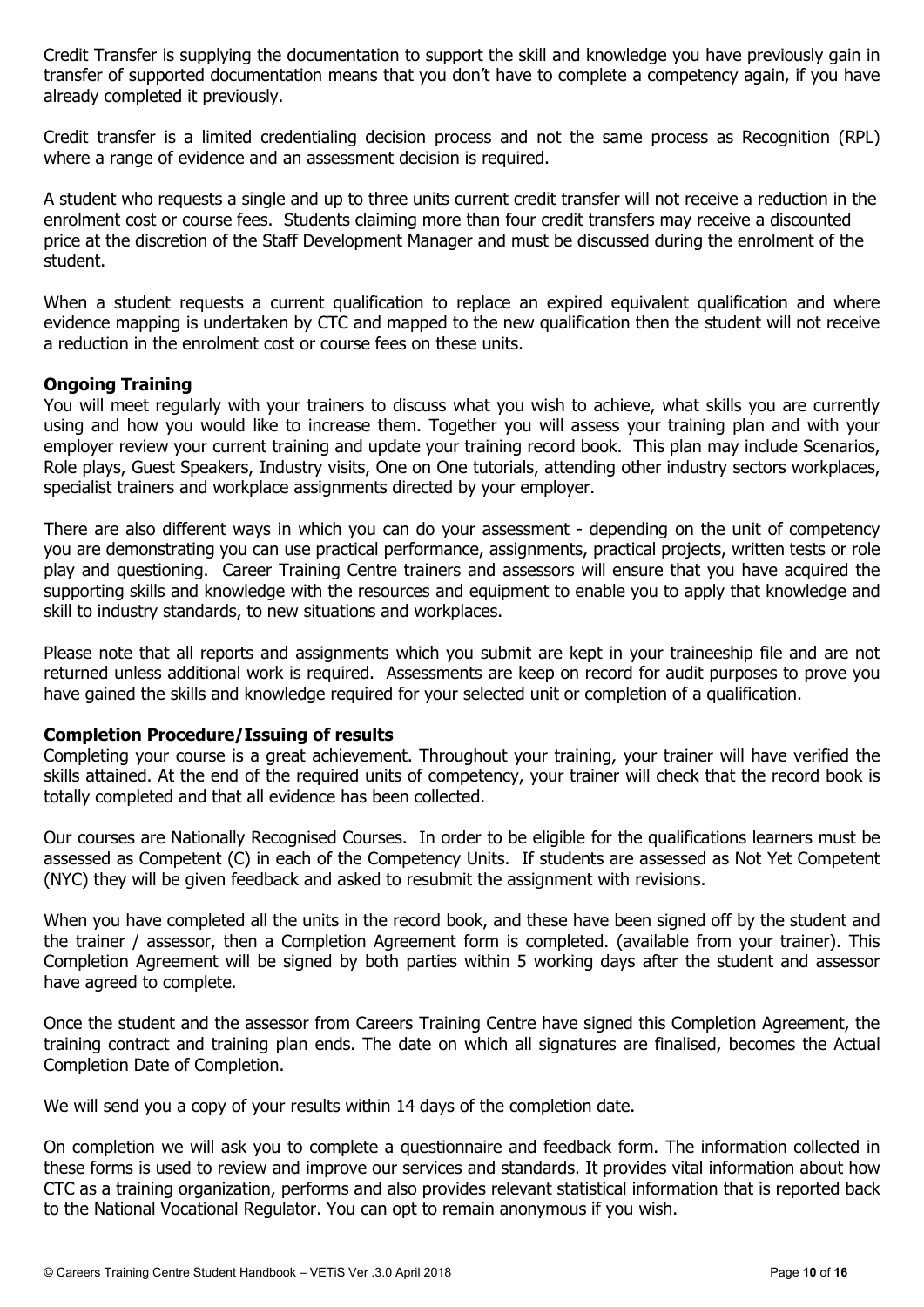Credit Transfer is supplying the documentation to support the skill and knowledge you have previously gain in transfer of supported documentation means that you don't have to complete a competency again, if you have already completed it previously.

Credit transfer is a limited credentialing decision process and not the same process as Recognition (RPL) where a range of evidence and an assessment decision is required.

A student who requests a single and up to three units current credit transfer will not receive a reduction in the enrolment cost or course fees. Students claiming more than four credit transfers may receive a discounted price at the discretion of the Staff Development Manager and must be discussed during the enrolment of the student.

When a student requests a current qualification to replace an expired equivalent qualification and where evidence mapping is undertaken by CTC and mapped to the new qualification then the student will not receive a reduction in the enrolment cost or course fees on these units.

**Ongoing Training**

You will meet regularly with your trainers to discuss what you wish to achieve, what skills you are currently using and how you would like to increase them. Together you will assess your training plan and with your employer review your current training and update your training record book. This plan may include Scenarios, Role plays, Guest Speakers, Industry visits, One on One tutorials, attending other industry sectors workplaces, specialist trainers and workplace assignments directed by your employer.

There are also different ways in which you can do your assessment - depending on the unit of competency you are demonstrating you can use practical performance, assignments, practical projects, written tests or role play and questioning. Career Training Centre trainers and assessors will ensure that you have acquired the supporting skills and knowledge with the resources and equipment to enable you to apply that knowledge and skill to industry standards, to new situations and workplaces.

Please note that all reports and assignments which you submit are kept in your traineeship file and are not returned unless additional work is required. Assessments are keep on record for audit purposes to prove you have gained the skills and knowledge required for your selected unit or completion of a qualification.

**Completion Procedure/Issuing of results**

Completing your course is a great achievement. Throughout your training, your trainer will have verified the skills attained. At the end of the required units of competency, your trainer will check that the record book is totally completed and that all evidence has been collected.

Our courses are Nationally Recognised Courses. In order to be eligible for the qualifications learners must be assessed as Competent (C) in each of the Competency Units. If students are assessed as Not Yet Competent (NYC) they will be given feedback and asked to resubmit the assignment with revisions.

When you have completed all the units in the record book, and these have been signed off by the student and the trainer / assessor, then a Completion Agreement form is completed. (available from your trainer). This Completion Agreement will be signed by both parties within 5 working days after the student and assessor have agreed to complete.

Once the student and the assessor from Careers Training Centre have signed this Completion Agreement, the training contract and training plan ends. The date on which all signatures are finalised, becomes the Actual Completion Date of Completion.

We will send you a copy of your results within 14 days of the completion date.

On completion we will ask you to complete a questionnaire and feedback form. The information collected in these forms is used to review and improve our services and standards. It provides vital information about how CTC as a training organization, performs and also provides relevant statistical information that is reported back to the National Vocational Regulator. You can opt to remain anonymous if you wish.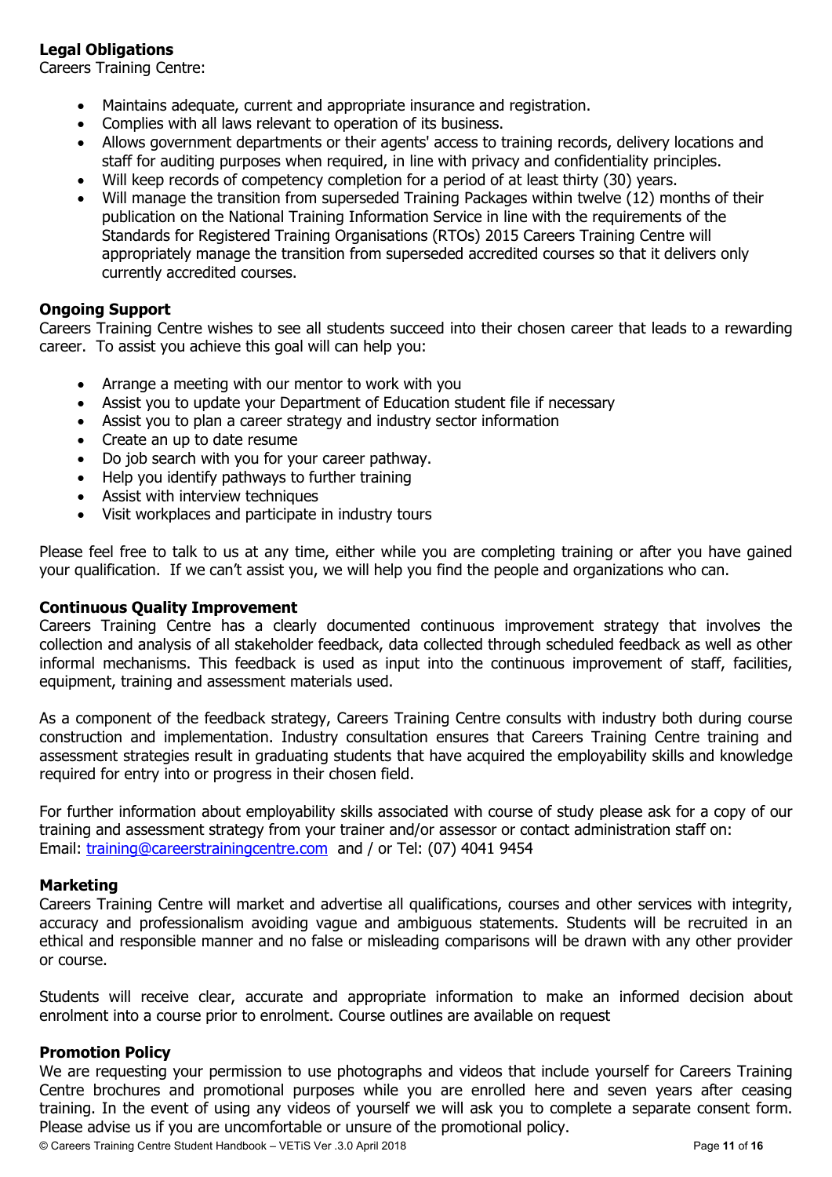**Legal Obligations**
Careers Training Centre:

- Maintains adequate, current and appropriate insurance and registration.
- Complies with all laws relevant to operation of its business.
- Allows government departments or their agents' access to training records, delivery locations and staff for auditing purposes when required, in line with privacy and confidentiality principles.
- Will keep records of competency completion for a period of at least thirty (30) years.
- Will manage the transition from superseded Training Packages within twelve (12) months of their publication on the National Training Information Service in line with the requirements of the Standards for Registered Training Organisations (RTOs) 2015 Careers Training Centre will appropriately manage the transition from superseded accredited courses so that it delivers only currently accredited courses.

**Ongoing Support**
Careers Training Centre wishes to see all students succeed into their chosen career that leads to a rewarding career. To assist you achieve this goal will can help you:

- Arrange a meeting with our mentor to work with you
- Assist you to update your Department of Education student file if necessary
- Assist you to plan a career strategy and industry sector information
- Create an up to date resume
- Do job search with you for your career pathway.
- Help you identify pathways to further training
- Assist with interview techniques
- Visit workplaces and participate in industry tours

Please feel free to talk to us at any time, either while you are completing training or after you have gained your qualification. If we can't assist you, we will help you find the people and organizations who can.

**Continuous Quality Improvement**
Careers Training Centre has a clearly documented continuous improvement strategy that involves the collection and analysis of all stakeholder feedback, data collected through scheduled feedback as well as other informal mechanisms. This feedback is used as input into the continuous improvement of staff, facilities, equipment, training and assessment materials used.

As a component of the feedback strategy, Careers Training Centre consults with industry both during course construction and implementation. Industry consultation ensures that Careers Training Centre training and assessment strategies result in graduating students that have acquired the employability skills and knowledge required for entry into or progress in their chosen field.

For further information about employability skills associated with course of study please ask for a copy of our training and assessment strategy from your trainer and/or assessor or contact administration staff on:
Email: training@careerstrainingcentre.com and / or Tel: (07) 4041 9454

**Marketing**
Careers Training Centre will market and advertise all qualifications, courses and other services with integrity, accuracy and professionalism avoiding vague and ambiguous statements. Students will be recruited in an ethical and responsible manner and no false or misleading comparisons will be drawn with any other provider or course.

Students will receive clear, accurate and appropriate information to make an informed decision about enrolment into a course prior to enrolment. Course outlines are available on request

**Promotion Policy**
We are requesting your permission to use photographs and videos that include yourself for Careers Training Centre brochures and promotional purposes while you are enrolled here and seven years after ceasing training. In the event of using any videos of yourself we will ask you to complete a separate consent form. Please advise us if you are uncomfortable or unsure of the promotional policy.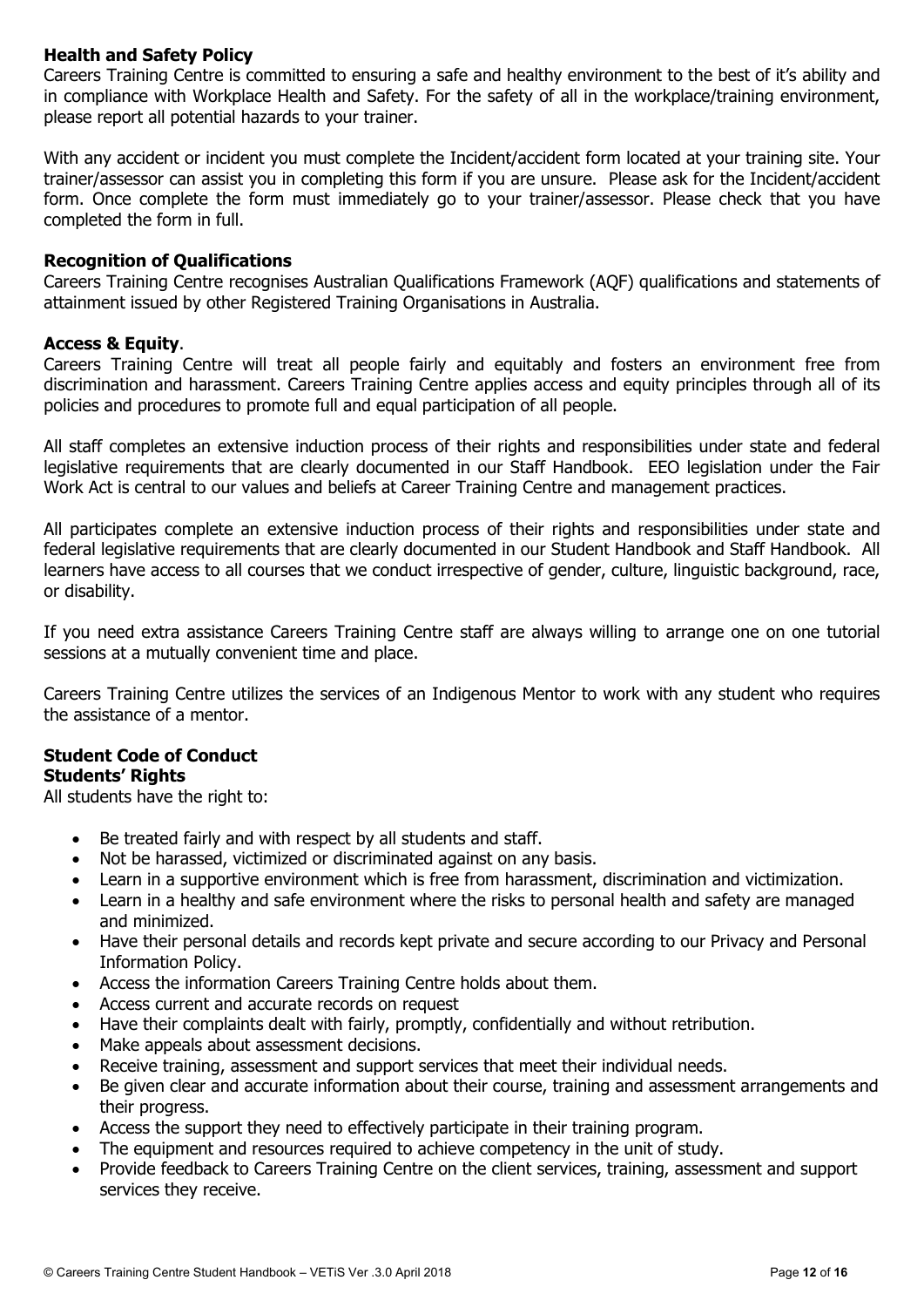**Health and Safety Policy**

Careers Training Centre is committed to ensuring a safe and healthy environment to the best of it's ability and in compliance with Workplace Health and Safety. For the safety of all in the workplace/training environment, please report all potential hazards to your trainer.

With any accident or incident you must complete the Incident/accident form located at your training site. Your trainer/assessor can assist you in completing this form if you are unsure. Please ask for the Incident/accident form. Once complete the form must immediately go to your trainer/assessor. Please check that you have completed the form in full.

**Recognition of Qualifications**

Careers Training Centre recognises Australian Qualifications Framework (AQF) qualifications and statements of attainment issued by other Registered Training Organisations in Australia.

**Access & Equity**.

Careers Training Centre will treat all people fairly and equitably and fosters an environment free from discrimination and harassment. Careers Training Centre applies access and equity principles through all of its policies and procedures to promote full and equal participation of all people.

All staff completes an extensive induction process of their rights and responsibilities under state and federal legislative requirements that are clearly documented in our Staff Handbook. EEO legislation under the Fair Work Act is central to our values and beliefs at Career Training Centre and management practices.

All participates complete an extensive induction process of their rights and responsibilities under state and federal legislative requirements that are clearly documented in our Student Handbook and Staff Handbook. All learners have access to all courses that we conduct irrespective of gender, culture, linguistic background, race, or disability.

If you need extra assistance Careers Training Centre staff are always willing to arrange one on one tutorial sessions at a mutually convenient time and place.

Careers Training Centre utilizes the services of an Indigenous Mentor to work with any student who requires the assistance of a mentor.

**Student Code of Conduct**

**Students' Rights**

All students have the right to:

- Be treated fairly and with respect by all students and staff.
- Not be harassed, victimized or discriminated against on any basis.
- Learn in a supportive environment which is free from harassment, discrimination and victimization.
- Learn in a healthy and safe environment where the risks to personal health and safety are managed and minimized.
- Have their personal details and records kept private and secure according to our Privacy and Personal Information Policy.
- Access the information Careers Training Centre holds about them.
- Access current and accurate records on request
- Have their complaints dealt with fairly, promptly, confidentially and without retribution.
- Make appeals about assessment decisions.
- Receive training, assessment and support services that meet their individual needs.
- Be given clear and accurate information about their course, training and assessment arrangements and their progress.
- Access the support they need to effectively participate in their training program.
- The equipment and resources required to achieve competency in the unit of study.
- Provide feedback to Careers Training Centre on the client services, training, assessment and support services they receive.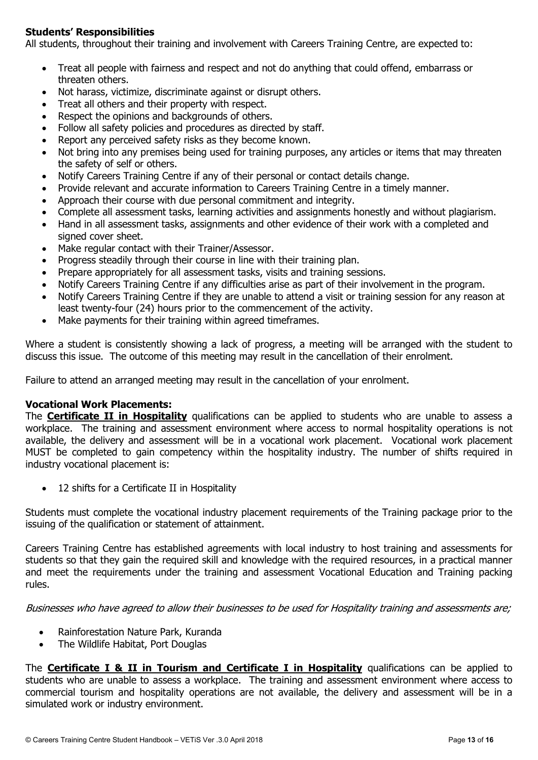**Students' Responsibilities**

All students, throughout their training and involvement with Careers Training Centre, are expected to:

- Treat all people with fairness and respect and not do anything that could offend, embarrass or threaten others.
- Not harass, victimize, discriminate against or disrupt others.
- Treat all others and their property with respect.
- Respect the opinions and backgrounds of others.
- Follow all safety policies and procedures as directed by staff.
- Report any perceived safety risks as they become known.
- Not bring into any premises being used for training purposes, any articles or items that may threaten the safety of self or others.
- Notify Careers Training Centre if any of their personal or contact details change.
- Provide relevant and accurate information to Careers Training Centre in a timely manner.
- Approach their course with due personal commitment and integrity.
- Complete all assessment tasks, learning activities and assignments honestly and without plagiarism.
- Hand in all assessment tasks, assignments and other evidence of their work with a completed and signed cover sheet.
- Make regular contact with their Trainer/Assessor.
- Progress steadily through their course in line with their training plan.
- Prepare appropriately for all assessment tasks, visits and training sessions.
- Notify Careers Training Centre if any difficulties arise as part of their involvement in the program.
- Notify Careers Training Centre if they are unable to attend a visit or training session for any reason at least twenty-four (24) hours prior to the commencement of the activity.
- Make payments for their training within agreed timeframes.

Where a student is consistently showing a lack of progress, a meeting will be arranged with the student to discuss this issue. The outcome of this meeting may result in the cancellation of their enrolment.

Failure to attend an arranged meeting may result in the cancellation of your enrolment.

**Vocational Work Placements:**

The **Certificate II in Hospitality** qualifications can be applied to students who are unable to assess a workplace. The training and assessment environment where access to normal hospitality operations is not available, the delivery and assessment will be in a vocational work placement. Vocational work placement MUST be completed to gain competency within the hospitality industry. The number of shifts required in industry vocational placement is:

- 12 shifts for a Certificate II in Hospitality

Students must complete the vocational industry placement requirements of the Training package prior to the issuing of the qualification or statement of attainment.

Careers Training Centre has established agreements with local industry to host training and assessments for students so that they gain the required skill and knowledge with the required resources, in a practical manner and meet the requirements under the training and assessment Vocational Education and Training packing rules.

*Businesses who have agreed to allow their businesses to be used for Hospitality training and assessments are;*

- Rainforestation Nature Park, Kuranda
- The Wildlife Habitat, Port Douglas

The **Certificate I & II in Tourism and Certificate I in Hospitality** qualifications can be applied to students who are unable to assess a workplace. The training and assessment environment where access to commercial tourism and hospitality operations are not available, the delivery and assessment will be in a simulated work or industry environment.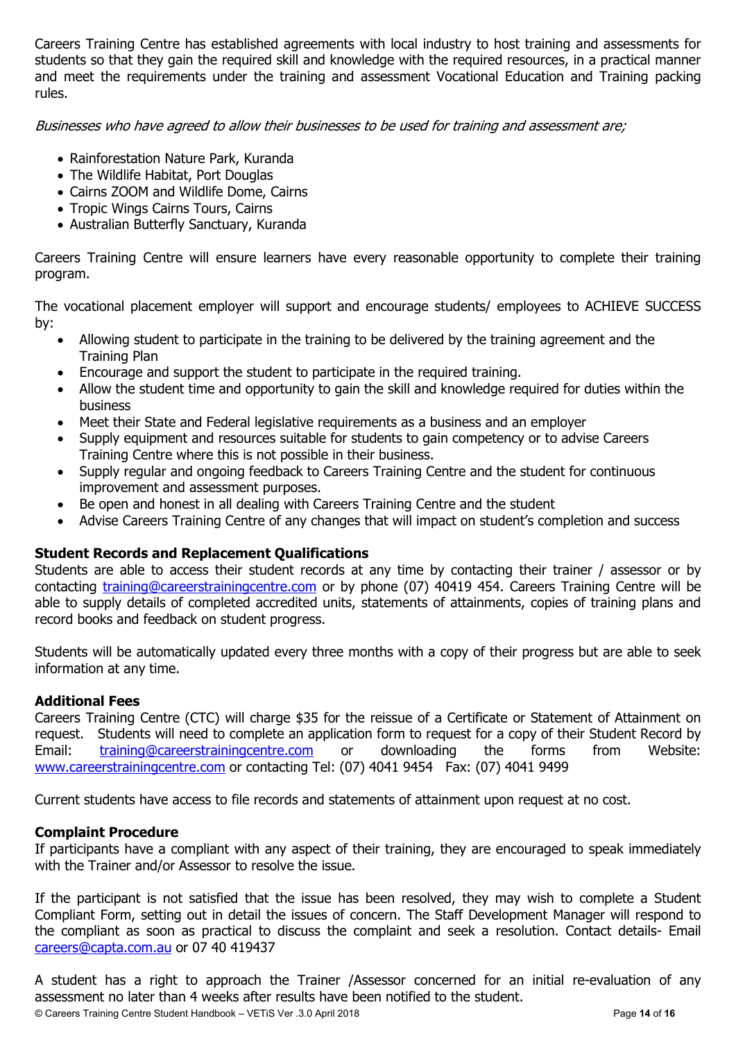Careers Training Centre has established agreements with local industry to host training and assessments for students so that they gain the required skill and knowledge with the required resources, in a practical manner and meet the requirements under the training and assessment Vocational Education and Training packing rules.

*Businesses who have agreed to allow their businesses to be used for training and assessment are;*

- Rainforestation Nature Park, Kuranda
- The Wildlife Habitat, Port Douglas
- Cairns ZOOM and Wildlife Dome, Cairns
- Tropic Wings Cairns Tours, Cairns
- Australian Butterfly Sanctuary, Kuranda

Careers Training Centre will ensure learners have every reasonable opportunity to complete their training program.

The vocational placement employer will support and encourage students/ employees to ACHIEVE SUCCESS by:

- Allowing student to participate in the training to be delivered by the training agreement and the Training Plan
- Encourage and support the student to participate in the required training.
- Allow the student time and opportunity to gain the skill and knowledge required for duties within the business
- Meet their State and Federal legislative requirements as a business and an employer
- Supply equipment and resources suitable for students to gain competency or to advise Careers Training Centre where this is not possible in their business.
- Supply regular and ongoing feedback to Careers Training Centre and the student for continuous improvement and assessment purposes.
- Be open and honest in all dealing with Careers Training Centre and the student
- Advise Careers Training Centre of any changes that will impact on student's completion and success

**Student Records and Replacement Qualifications**

Students are able to access their student records at any time by contacting their trainer / assessor or by contacting training@careerstrainingcentre.com or by phone (07) 40419 454. Careers Training Centre will be able to supply details of completed accredited units, statements of attainments, copies of training plans and record books and feedback on student progress.

Students will be automatically updated every three months with a copy of their progress but are able to seek information at any time.

**Additional Fees**

Careers Training Centre (CTC) will charge $35 for the reissue of a Certificate or Statement of Attainment on request. Students will need to complete an application form to request for a copy of their Student Record by Email: training@careerstrainingcentre.com or downloading the forms from Website: www.careerstrainingcentre.com or contacting Tel: (07) 4041 9454 Fax: (07) 4041 9499

Current students have access to file records and statements of attainment upon request at no cost.

**Complaint Procedure**

If participants have a compliant with any aspect of their training, they are encouraged to speak immediately with the Trainer and/or Assessor to resolve the issue.

If the participant is not satisfied that the issue has been resolved, they may wish to complete a Student Compliant Form, setting out in detail the issues of concern. The Staff Development Manager will respond to the compliant as soon as practical to discuss the complaint and seek a resolution. Contact details- Email careers@capta.com.au or 07 40 419437

A student has a right to approach the Trainer /Assessor concerned for an initial re-evaluation of any assessment no later than 4 weeks after results have been notified to the student.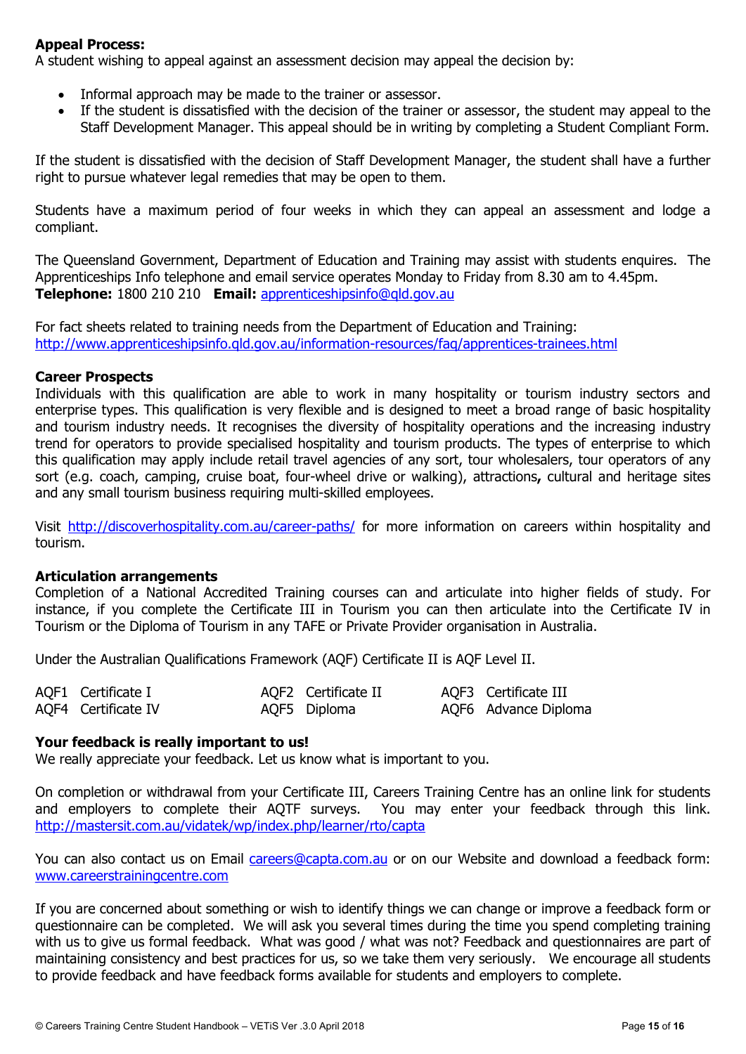**Appeal Process:**
A student wishing to appeal against an assessment decision may appeal the decision by:

- Informal approach may be made to the trainer or assessor.
- If the student is dissatisfied with the decision of the trainer or assessor, the student may appeal to the Staff Development Manager. This appeal should be in writing by completing a Student Compliant Form.

If the student is dissatisfied with the decision of Staff Development Manager, the student shall have a further right to pursue whatever legal remedies that may be open to them.

Students have a maximum period of four weeks in which they can appeal an assessment and lodge a compliant.

The Queensland Government, Department of Education and Training may assist with students enquires. The Apprenticeships Info telephone and email service operates Monday to Friday from 8.30 am to 4.45pm.
**Telephone:** 1800 210 210 **Email:** apprenticeshipsinfo@qld.gov.au

For fact sheets related to training needs from the Department of Education and Training:
http://www.apprenticeshipsinfo.qld.gov.au/information-resources/faq/apprentices-trainees.html

**Career Prospects**
Individuals with this qualification are able to work in many hospitality or tourism industry sectors and enterprise types. This qualification is very flexible and is designed to meet a broad range of basic hospitality and tourism industry needs. It recognises the diversity of hospitality operations and the increasing industry trend for operators to provide specialised hospitality and tourism products. The types of enterprise to which this qualification may apply include retail travel agencies of any sort, tour wholesalers, tour operators of any sort (e.g. coach, camping, cruise boat, four-wheel drive or walking), attractions**,** cultural and heritage sites and any small tourism business requiring multi-skilled employees.

Visit http://discoverhospitality.com.au/career-paths/ for more information on careers within hospitality and tourism.

**Articulation arrangements**
Completion of a National Accredited Training courses can and articulate into higher fields of study. For instance, if you complete the Certificate III in Tourism you can then articulate into the Certificate IV in Tourism or the Diploma of Tourism in any TAFE or Private Provider organisation in Australia.

Under the Australian Qualifications Framework (AQF) Certificate II is AQF Level II.

| | | |
|---|---|---|
| AQF1 Certificate I | AQF2 Certificate II | AQF3 Certificate III |
| AQF4 Certificate IV | AQF5 Diploma | AQF6 Advance Diploma |

**Your feedback is really important to us!**
We really appreciate your feedback. Let us know what is important to you.

On completion or withdrawal from your Certificate III, Careers Training Centre has an online link for students and employers to complete their AQTF surveys. You may enter your feedback through this link. http://mastersit.com.au/vidatek/wp/index.php/learner/rto/capta

You can also contact us on Email careers@capta.com.au or on our Website and download a feedback form: www.careerstrainingcentre.com

If you are concerned about something or wish to identify things we can change or improve a feedback form or questionnaire can be completed. We will ask you several times during the time you spend completing training with us to give us formal feedback. What was good / what was not? Feedback and questionnaires are part of maintaining consistency and best practices for us, so we take them very seriously. We encourage all students to provide feedback and have feedback forms available for students and employers to complete.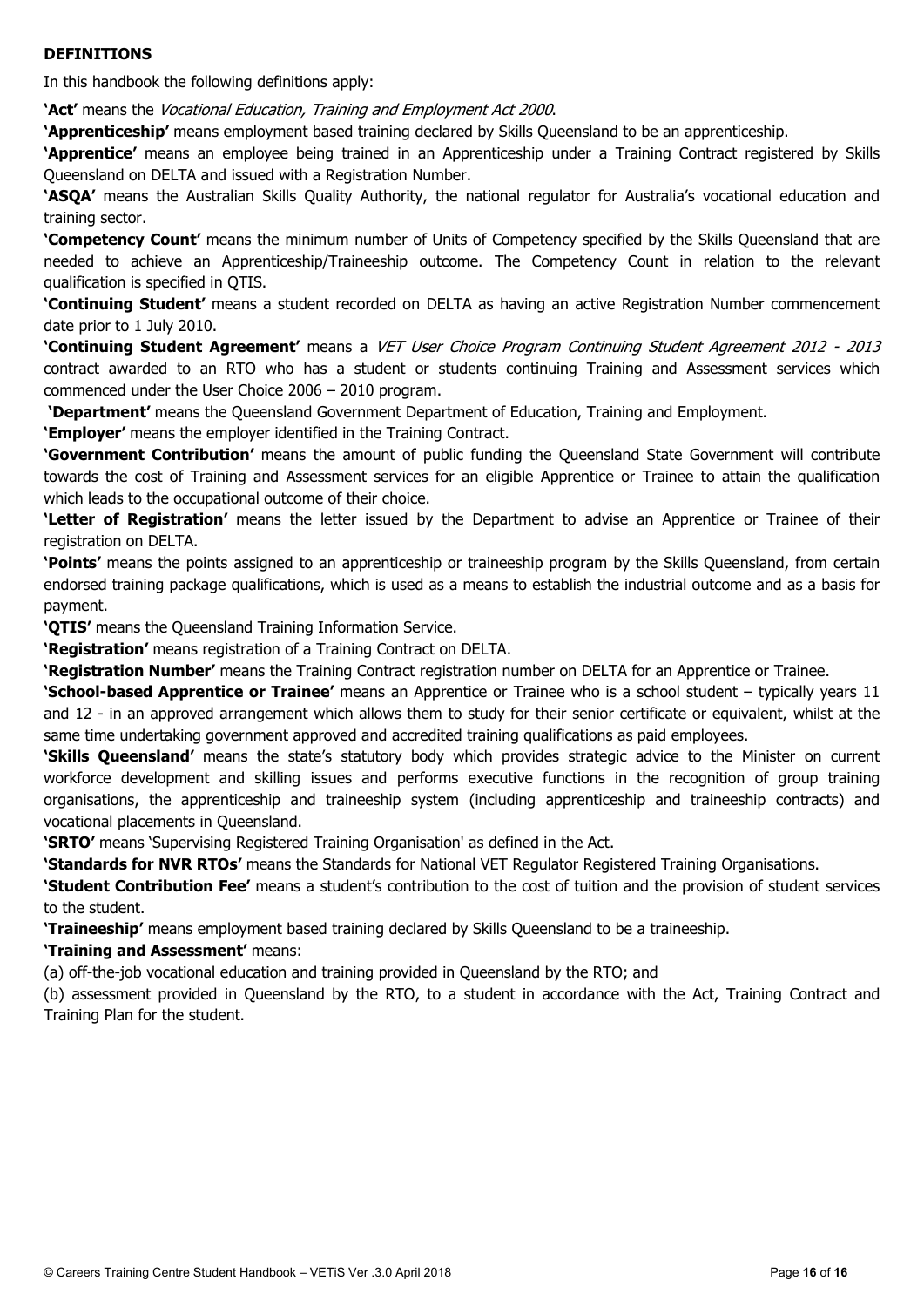**DEFINITIONS**

In this handbook the following definitions apply:

**'Act'** means the *Vocational Education, Training and Employment Act 2000*.

**'Apprenticeship'** means employment based training declared by Skills Queensland to be an apprenticeship.

**'Apprentice'** means an employee being trained in an Apprenticeship under a Training Contract registered by Skills Queensland on DELTA and issued with a Registration Number.

**'ASQA'** means the Australian Skills Quality Authority, the national regulator for Australia's vocational education and training sector.

**'Competency Count'** means the minimum number of Units of Competency specified by the Skills Queensland that are needed to achieve an Apprenticeship/Traineeship outcome. The Competency Count in relation to the relevant qualification is specified in QTIS.

**'Continuing Student'** means a student recorded on DELTA as having an active Registration Number commencement date prior to 1 July 2010.

**'Continuing Student Agreement'** means a *VET User Choice Program Continuing Student Agreement 2012 - 2013* contract awarded to an RTO who has a student or students continuing Training and Assessment services which commenced under the User Choice 2006 – 2010 program.

**'Department'** means the Queensland Government Department of Education, Training and Employment.

**'Employer'** means the employer identified in the Training Contract.

**'Government Contribution'** means the amount of public funding the Queensland State Government will contribute towards the cost of Training and Assessment services for an eligible Apprentice or Trainee to attain the qualification which leads to the occupational outcome of their choice.

**'Letter of Registration'** means the letter issued by the Department to advise an Apprentice or Trainee of their registration on DELTA.

**'Points'** means the points assigned to an apprenticeship or traineeship program by the Skills Queensland, from certain endorsed training package qualifications, which is used as a means to establish the industrial outcome and as a basis for payment.

**'QTIS'** means the Queensland Training Information Service.

**'Registration'** means registration of a Training Contract on DELTA.

**'Registration Number'** means the Training Contract registration number on DELTA for an Apprentice or Trainee.

**'School-based Apprentice or Trainee'** means an Apprentice or Trainee who is a school student – typically years 11 and 12 - in an approved arrangement which allows them to study for their senior certificate or equivalent, whilst at the same time undertaking government approved and accredited training qualifications as paid employees.

**'Skills Queensland'** means the state's statutory body which provides strategic advice to the Minister on current workforce development and skilling issues and performs executive functions in the recognition of group training organisations, the apprenticeship and traineeship system (including apprenticeship and traineeship contracts) and vocational placements in Queensland.

**'SRTO'** means 'Supervising Registered Training Organisation' as defined in the Act.

**'Standards for NVR RTOs'** means the Standards for National VET Regulator Registered Training Organisations.

**'Student Contribution Fee'** means a student's contribution to the cost of tuition and the provision of student services to the student.

**'Traineeship'** means employment based training declared by Skills Queensland to be a traineeship.

**'Training and Assessment'** means:

(a) off-the-job vocational education and training provided in Queensland by the RTO; and

(b) assessment provided in Queensland by the RTO, to a student in accordance with the Act, Training Contract and Training Plan for the student.